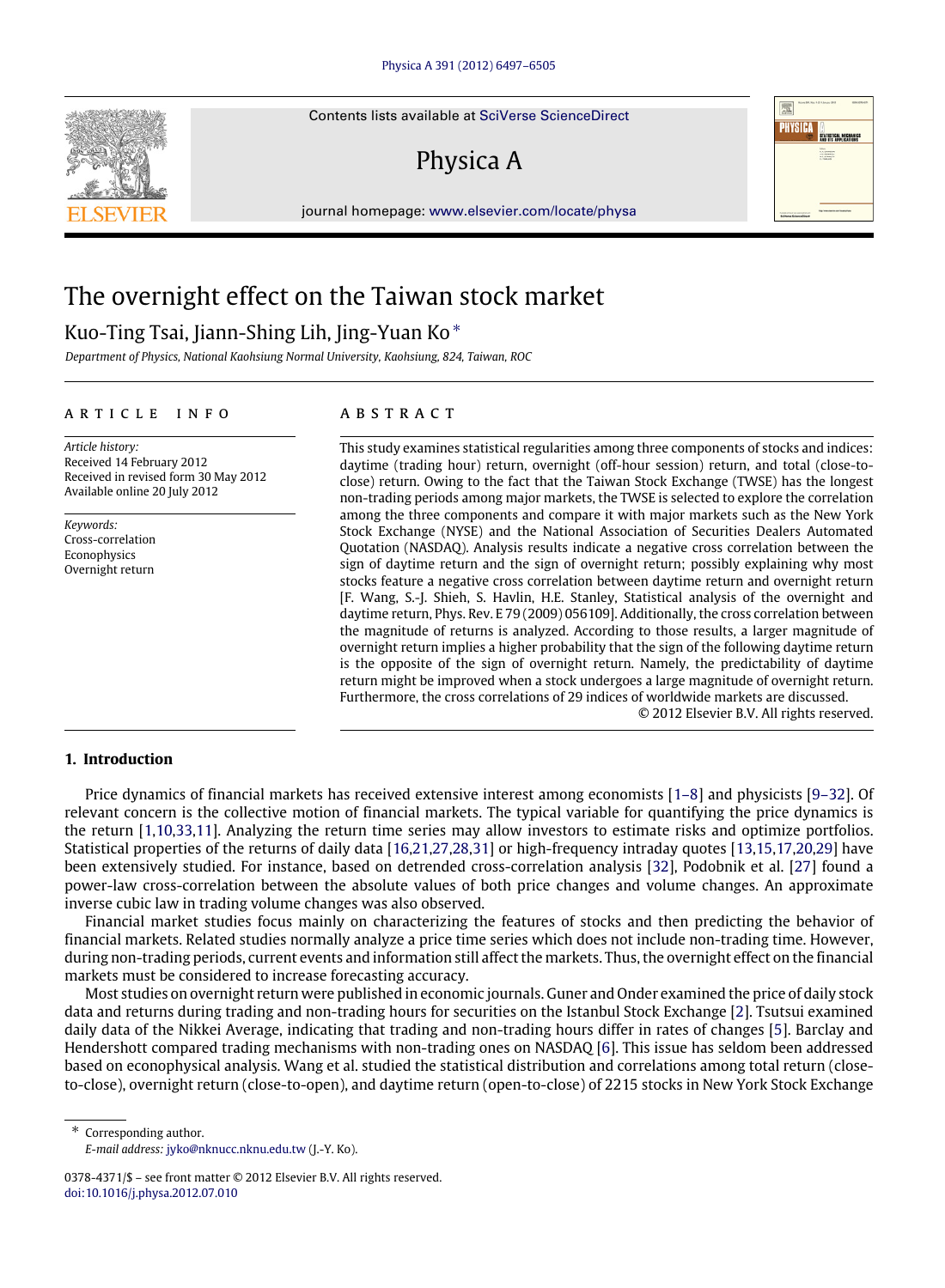# The overnight effect on the Taiwan stock market

Kuo-Ting Tsai, Jiann-Shing Lih, Jing-Yuan Ko *

*Department of Physics, National Kaohsiung Normal University, Kaohsiung, 824, Taiwan, ROC*

## ARTICLE INFO

*Article history:*
Received 14 February 2012
Received in revised form 30 May 2012
Available online 20 July 2012

*Keywords:*
Cross-correlation
Econophysics
Overnight return

## ABSTRACT

This study examines statistical regularities among three components of stocks and indices: daytime (trading hour) return, overnight (off-hour session) return, and total (close-to-close) return. Owing to the fact that the Taiwan Stock Exchange (TWSE) has the longest non-trading periods among major markets, the TWSE is selected to explore the correlation among the three components and compare it with major markets such as the New York Stock Exchange (NYSE) and the National Association of Securities Dealers Automated Quotation (NASDAQ). Analysis results indicate a negative cross correlation between the sign of daytime return and the sign of overnight return; possibly explaining why most stocks feature a negative cross correlation between daytime return and overnight return [F. Wang, S.-J. Shieh, S. Havlin, H.E. Stanley, Statistical analysis of the overnight and daytime return, Phys. Rev. E 79 (2009) 056109]. Additionally, the cross correlation between the magnitude of returns is analyzed. According to those results, a larger magnitude of overnight return implies a higher probability that the sign of the following daytime return is the opposite of the sign of overnight return. Namely, the predictability of daytime return might be improved when a stock undergoes a large magnitude of overnight return. Furthermore, the cross correlations of 29 indices of worldwide markets are discussed.

© 2012 Elsevier B.V. All rights reserved.

## 1. Introduction

Price dynamics of financial markets has received extensive interest among economists [1–8] and physicists [9–32]. Of relevant concern is the collective motion of financial markets. The typical variable for quantifying the price dynamics is the return [1,10,33,11]. Analyzing the return time series may allow investors to estimate risks and optimize portfolios. Statistical properties of the returns of daily data [16,21,27,28,31] or high-frequency intraday quotes [13,15,17,20,29] have been extensively studied. For instance, based on detrended cross-correlation analysis [32], Podobnik et al. [27] found a power-law cross-correlation between the absolute values of both price changes and volume changes. An approximate inverse cubic law in trading volume changes was also observed.

Financial market studies focus mainly on characterizing the features of stocks and then predicting the behavior of financial markets. Related studies normally analyze a price time series which does not include non-trading time. However, during non-trading periods, current events and information still affect the markets. Thus, the overnight effect on the financial markets must be considered to increase forecasting accuracy.

Most studies on overnight return were published in economic journals. Guner and Onder examined the price of daily stock data and returns during trading and non-trading hours for securities on the Istanbul Stock Exchange [2]. Tsutsui examined daily data of the Nikkei Average, indicating that trading and non-trading hours differ in rates of changes [5]. Barclay and Hendershott compared trading mechanisms with non-trading ones on NASDAQ [6]. This issue has seldom been addressed based on econophysical analysis. Wang et al. studied the statistical distribution and correlations among total return (close-to-close), overnight return (close-to-open), and daytime return (open-to-close) of 2215 stocks in New York Stock Exchange

\* Corresponding author.
*E-mail address:* jyko@nknucc.nknu.edu.tw (J.-Y. Ko).

0378-4371/$ – see front matter © 2012 Elsevier B.V. All rights reserved.
doi:10.1016/j.physa.2012.07.010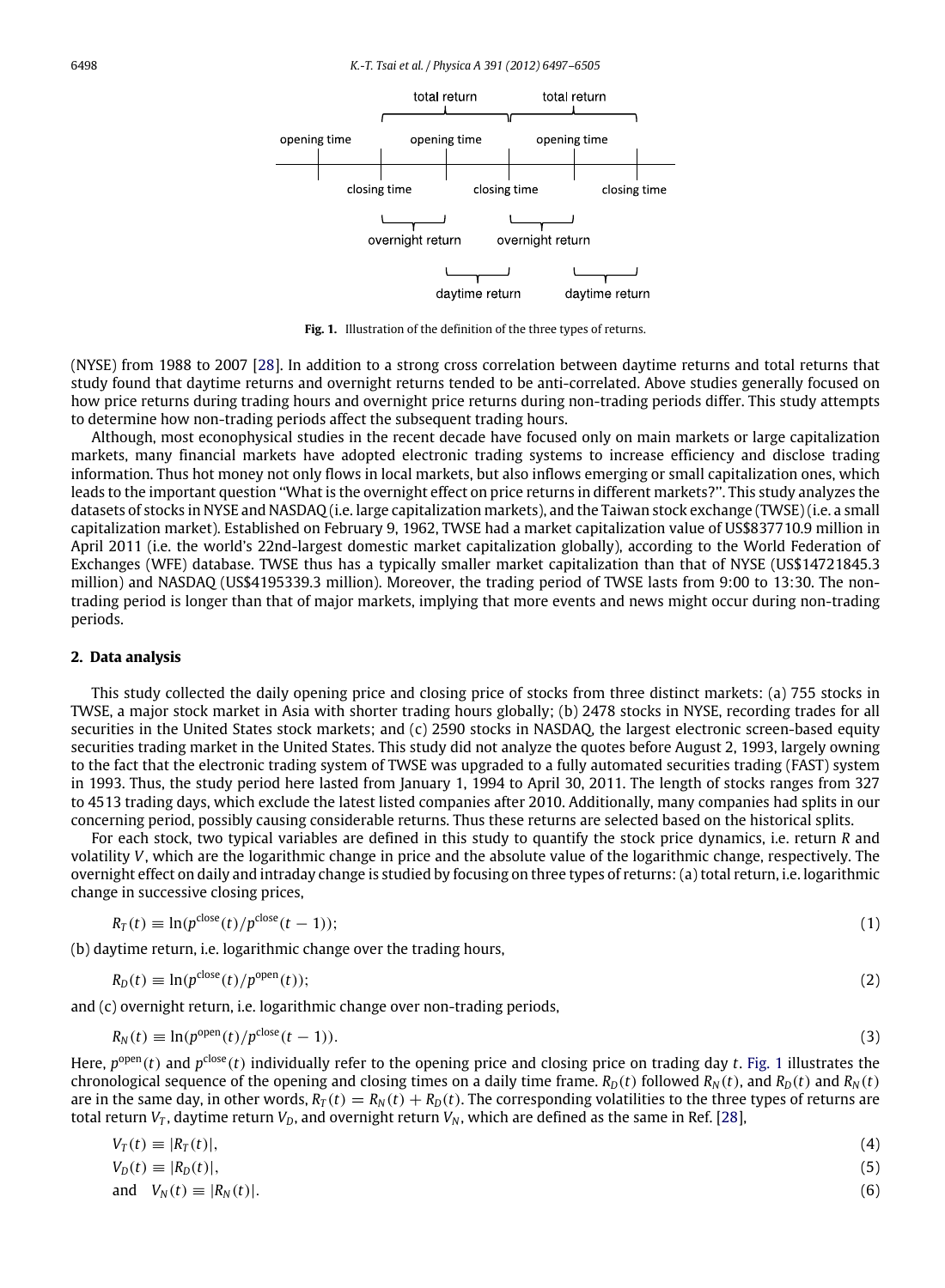**Fig. 1.** Illustration of the definition of the three types of returns.

(NYSE) from 1988 to 2007 [28]. In addition to a strong cross correlation between daytime returns and total returns that study found that daytime returns and overnight returns tended to be anti-correlated. Above studies generally focused on how price returns during trading hours and overnight price returns during non-trading periods differ. This study attempts to determine how non-trading periods affect the subsequent trading hours.

Although, most econophysical studies in the recent decade have focused only on main markets or large capitalization markets, many financial markets have adopted electronic trading systems to increase efficiency and disclose trading information. Thus hot money not only flows in local markets, but also inflows emerging or small capitalization ones, which leads to the important question "What is the overnight effect on price returns in different markets?". This study analyzes the datasets of stocks in NYSE and NASDAQ (i.e. large capitalization markets), and the Taiwan stock exchange (TWSE) (i.e. a small capitalization market). Established on February 9, 1962, TWSE had a market capitalization value of US$837710.9 million in April 2011 (i.e. the world's 22nd-largest domestic market capitalization globally), according to the World Federation of Exchanges (WFE) database. TWSE thus has a typically smaller market capitalization than that of NYSE (US$14721845.3 million) and NASDAQ (US$4195339.3 million). Moreover, the trading period of TWSE lasts from 9:00 to 13:30. The non-trading period is longer than that of major markets, implying that more events and news might occur during non-trading periods.

## 2. Data analysis

This study collected the daily opening price and closing price of stocks from three distinct markets: (a) 755 stocks in TWSE, a major stock market in Asia with shorter trading hours globally; (b) 2478 stocks in NYSE, recording trades for all securities in the United States stock markets; and (c) 2590 stocks in NASDAQ, the largest electronic screen-based equity securities trading market in the United States. This study did not analyze the quotes before August 2, 1993, largely owning to the fact that the electronic trading system of TWSE was upgraded to a fully automated securities trading (FAST) system in 1993. Thus, the study period here lasted from January 1, 1994 to April 30, 2011. The length of stocks ranges from 327 to 4513 trading days, which exclude the latest listed companies after 2010. Additionally, many companies had splits in our concerning period, possibly causing considerable returns. Thus these returns are selected based on the historical splits.

For each stock, two typical variables are defined in this study to quantify the stock price dynamics, i.e. return $R$ and volatility $V$, which are the logarithmic change in price and the absolute value of the logarithmic change, respectively. The overnight effect on daily and intraday change is studied by focusing on three types of returns: (a) total return, i.e. logarithmic change in successive closing prices,

$$R_T(t) \equiv \ln(p^{\text{close}}(t)/p^{\text{close}}(t-1)); \tag{1}$$

(b) daytime return, i.e. logarithmic change over the trading hours,

$$R_D(t) \equiv \ln(p^{\text{close}}(t)/p^{\text{open}}(t)); \tag{2}$$

and (c) overnight return, i.e. logarithmic change over non-trading periods,

$$R_N(t) \equiv \ln(p^{\text{open}}(t)/p^{\text{close}}(t-1)). \tag{3}$$

Here, $p^{\text{open}}(t)$ and $p^{\text{close}}(t)$ individually refer to the opening price and closing price on trading day $t$. Fig. 1 illustrates the chronological sequence of the opening and closing times on a daily time frame. $R_D(t)$ followed $R_N(t)$, and $R_D(t)$ and $R_N(t)$ are in the same day, in other words, $R_T(t) = R_N(t) + R_D(t)$. The corresponding volatilities to the three types of returns are total return $V_T$, daytime return $V_D$, and overnight return $V_N$, which are defined as the same in Ref. [28],

$$V_T(t) \equiv |R_T(t)|, \tag{4}$$

$$V_D(t) \equiv |R_D(t)|, \tag{5}$$

$$\text{and} \quad V_N(t) \equiv |R_N(t)|. \tag{6}$$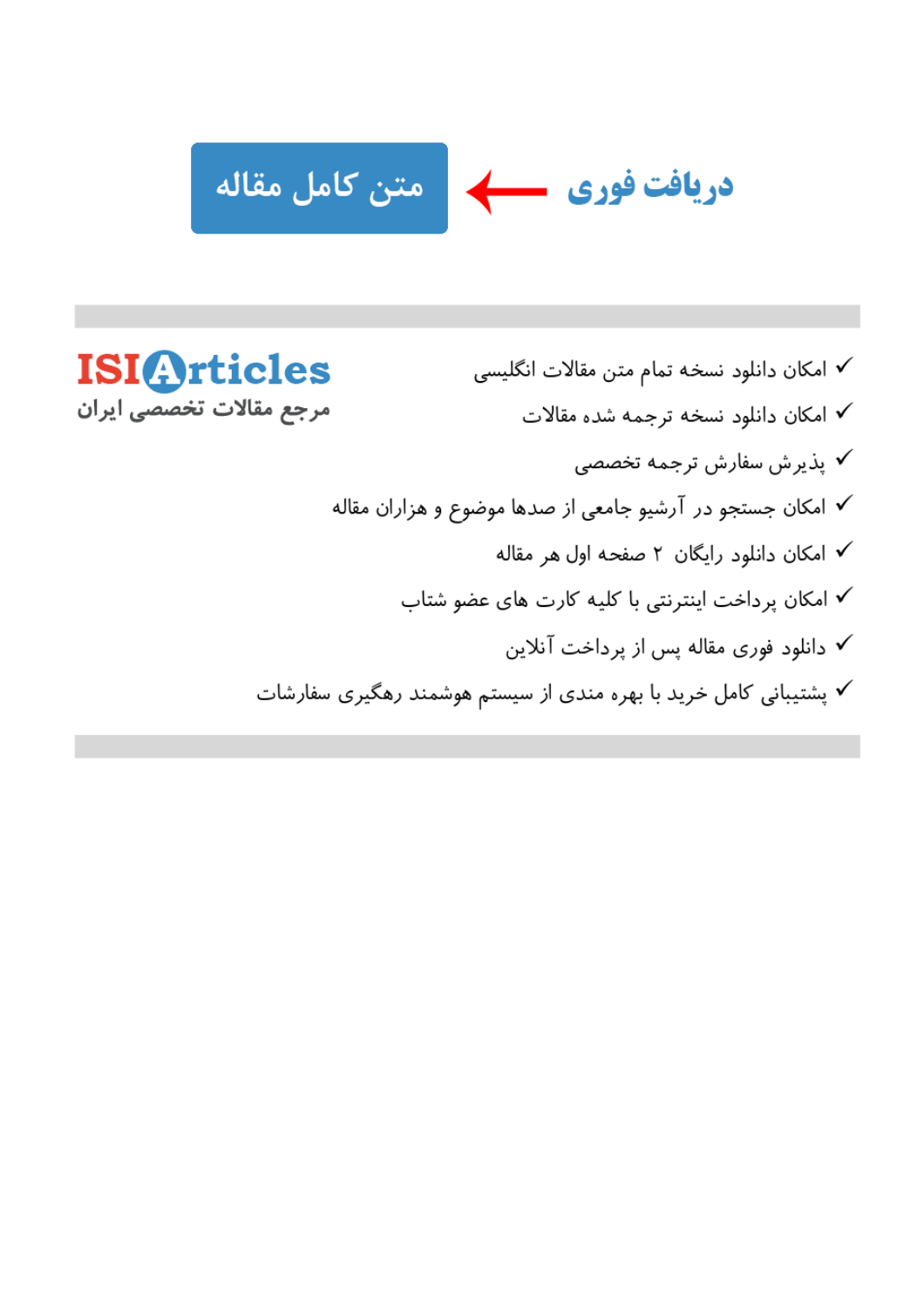دریافت فوری ← **متن کامل مقاله**

**ISIArticles**
مرجع مقالات تخصصی ایران

- ✓ امکان دانلود نسخه تمام متن مقالات انگلیسی
- ✓ امکان دانلود نسخه ترجمه شده مقالات
- ✓ پذیرش سفارش ترجمه تخصصی
- ✓ امکان جستجو در آرشیو جامعی از صدها موضوع و هزاران مقاله
- ✓ امکان دانلود رایگان ۲ صفحه اول هر مقاله
- ✓ امکان پرداخت اینترنتی با کلیه کارت های عضو شتاب
- ✓ دانلود فوری مقاله پس از پرداخت آنلاین
- ✓ پشتیبانی کامل خرید با بهره مندی از سیستم هوشمند رهگیری سفارشات